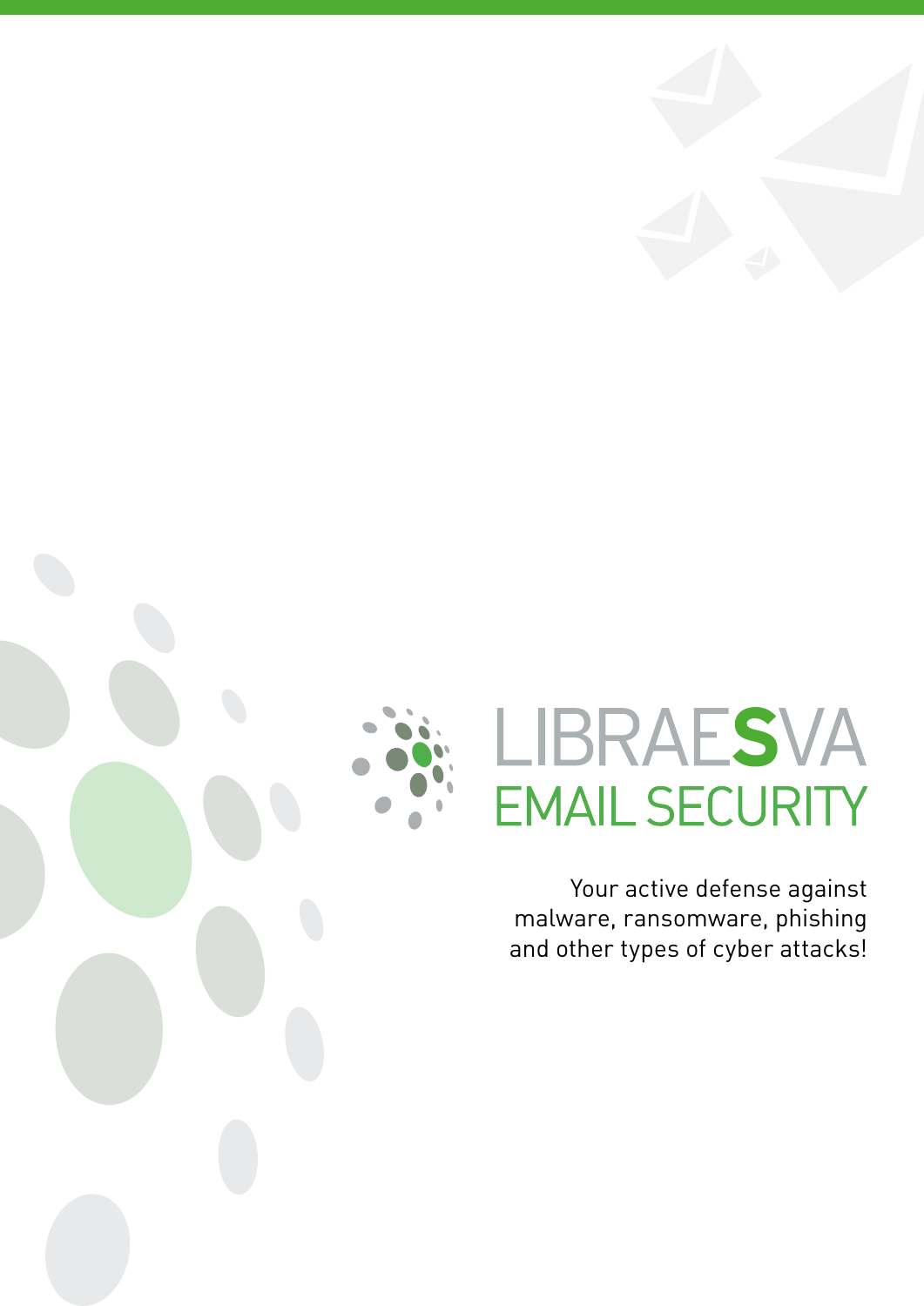# LIBRAESVA

## EMAIL SECURITY

Your active defense against malware, ransomware, phishing and other types of cyber attacks!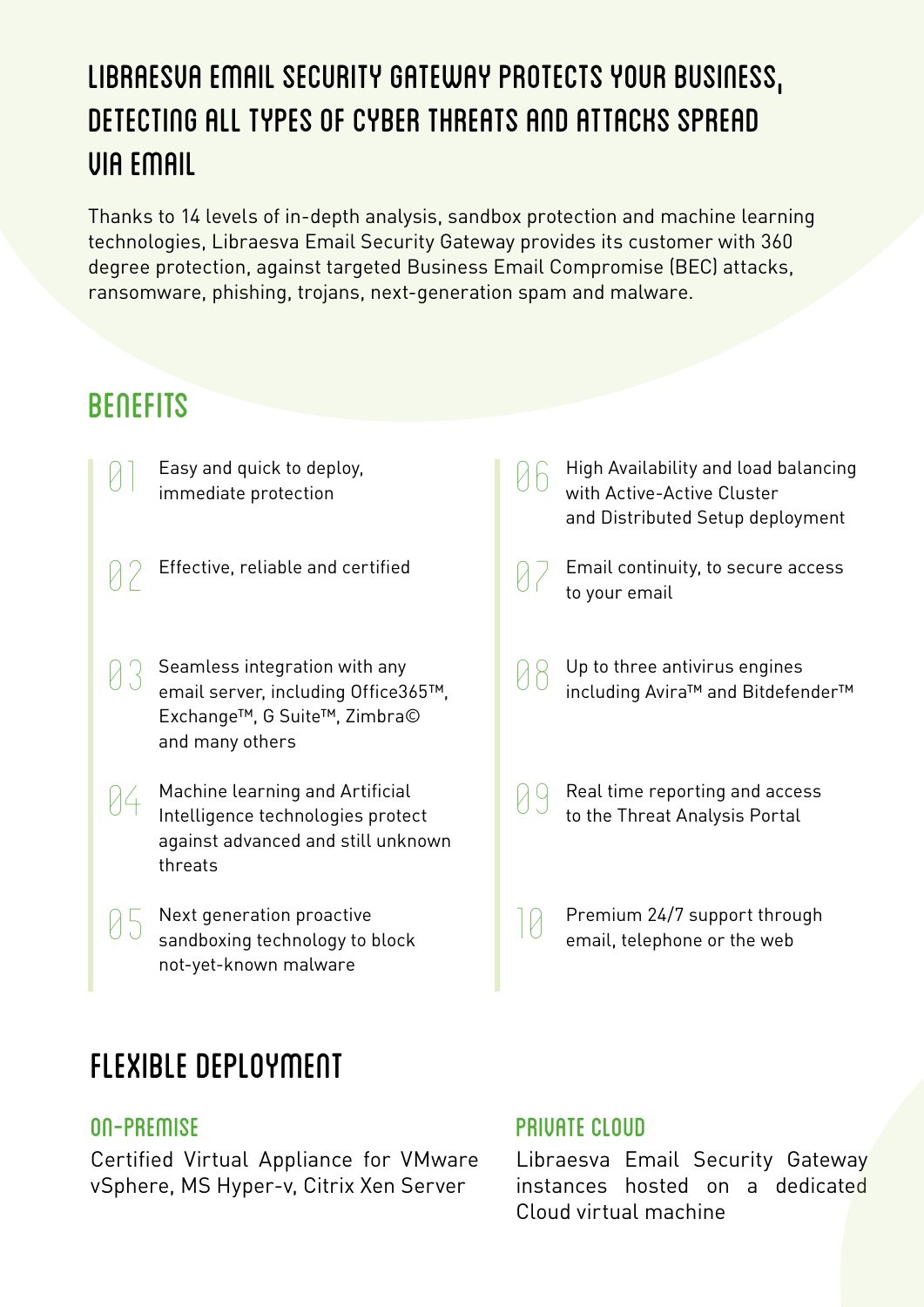# LIBRAESVA EMAIL SECURITY GATEWAY PROTECTS YOUR BUSINESS, DETECTING ALL TYPES OF CYBER THREATS AND ATTACKS SPREAD VIA EMAIL

Thanks to 14 levels of in-depth analysis, sandbox protection and machine learning technologies, Libraesva Email Security Gateway provides its customer with 360 degree protection, against targeted Business Email Compromise (BEC) attacks, ransomware, phishing, trojans, next-generation spam and malware.

## BENEFITS

01 Easy and quick to deploy, immediate protection

02 Effective, reliable and certified

03 Seamless integration with any email server, including Office365™, Exchange™, G Suite™, Zimbra© and many others

04 Machine learning and Artificial Intelligence technologies protect against advanced and still unknown threats

05 Next generation proactive sandboxing technology to block not-yet-known malware

06 High Availability and load balancing with Active-Active Cluster and Distributed Setup deployment

07 Email continuity, to secure access to your email

08 Up to three antivirus engines including Avira™ and Bitdefender™

09 Real time reporting and access to the Threat Analysis Portal

10 Premium 24/7 support through email, telephone or the web

## FLEXIBLE DEPLOYMENT

### ON-PREMISE

Certified Virtual Appliance for VMware vSphere, MS Hyper-v, Citrix Xen Server

### PRIVATE CLOUD

Libraesva Email Security Gateway instances hosted on a dedicated Cloud virtual machine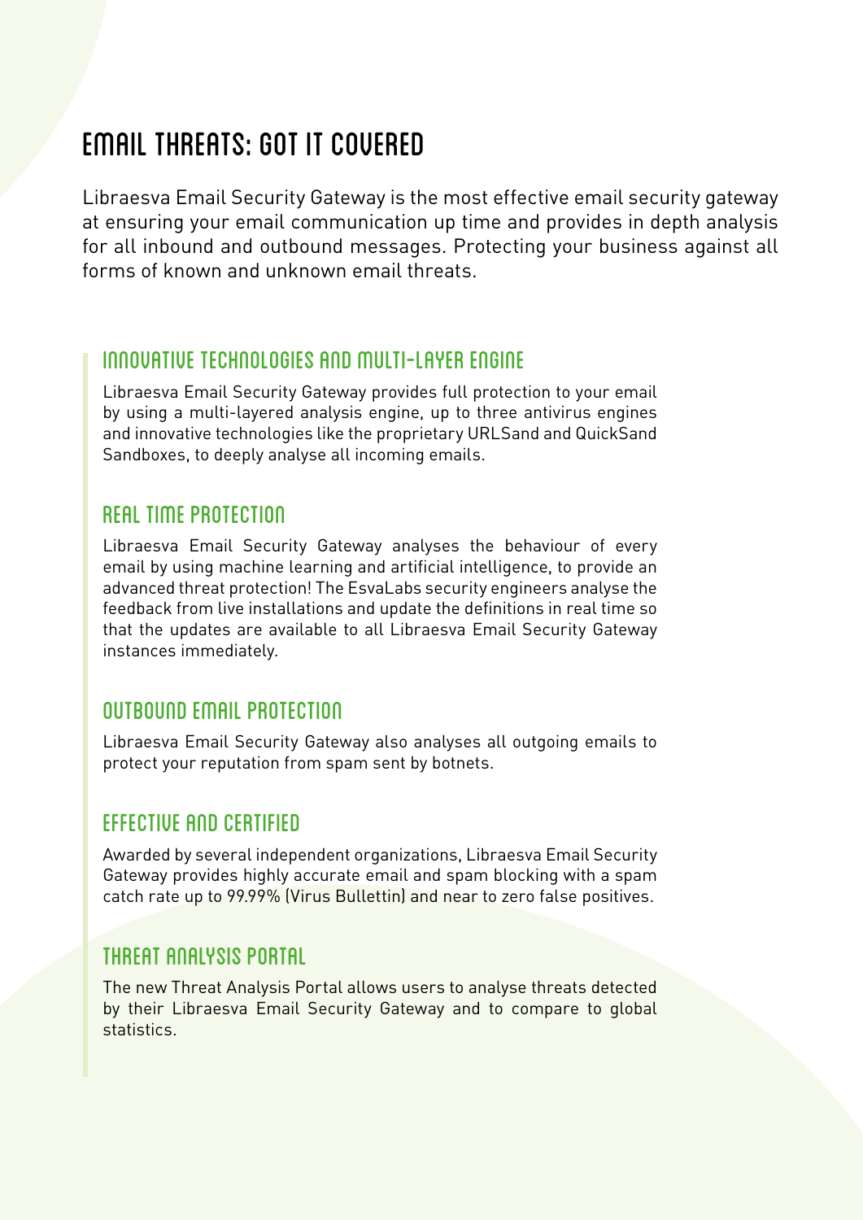# EMAIL THREATS: GOT IT COVERED

Libraesva Email Security Gateway is the most effective email security gateway at ensuring your email communication up time and provides in depth analysis for all inbound and outbound messages. Protecting your business against all forms of known and unknown email threats.

## INNOVATIVE TECHNOLOGIES AND MULTI-LAYER ENGINE

Libraesva Email Security Gateway provides full protection to your email by using a multi-layered analysis engine, up to three antivirus engines and innovative technologies like the proprietary URLSand and QuickSand Sandboxes, to deeply analyse all incoming emails.

## REAL TIME PROTECTION

Libraesva Email Security Gateway analyses the behaviour of every email by using machine learning and artificial intelligence, to provide an advanced threat protection! The EsvaLabs security engineers analyse the feedback from live installations and update the definitions in real time so that the updates are available to all Libraesva Email Security Gateway instances immediately.

## OUTBOUND EMAIL PROTECTION

Libraesva Email Security Gateway also analyses all outgoing emails to protect your reputation from spam sent by botnets.

## EFFECTIVE AND CERTIFIED

Awarded by several independent organizations, Libraesva Email Security Gateway provides highly accurate email and spam blocking with a spam catch rate up to 99.99% (Virus Bullettin) and near to zero false positives.

## THREAT ANALYSIS PORTAL

The new Threat Analysis Portal allows users to analyse threats detected by their Libraesva Email Security Gateway and to compare to global statistics.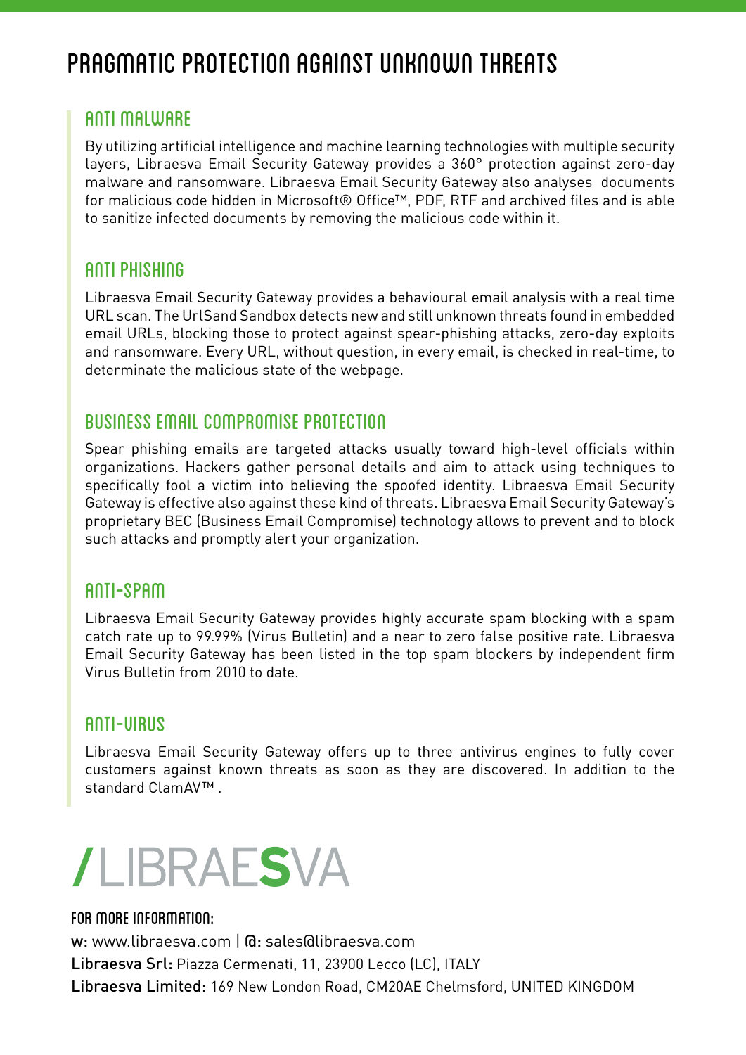# PRAGMATIC PROTECTION AGAINST UNKNOWN THREATS

## ANTI MALWARE

By utilizing artificial intelligence and machine learning technologies with multiple security layers, Libraesva Email Security Gateway provides a 360° protection against zero-day malware and ransomware. Libraesva Email Security Gateway also analyses documents for malicious code hidden in Microsoft® Office™, PDF, RTF and archived files and is able to sanitize infected documents by removing the malicious code within it.

## ANTI PHISHING

Libraesva Email Security Gateway provides a behavioural email analysis with a real time URL scan. The UrlSand Sandbox detects new and still unknown threats found in embedded email URLs, blocking those to protect against spear-phishing attacks, zero-day exploits and ransomware. Every URL, without question, in every email, is checked in real-time, to determinate the malicious state of the webpage.

## BUSINESS EMAIL COMPROMISE PROTECTION

Spear phishing emails are targeted attacks usually toward high-level officials within organizations. Hackers gather personal details and aim to attack using techniques to specifically fool a victim into believing the spoofed identity. Libraesva Email Security Gateway is effective also against these kind of threats. Libraesva Email Security Gateway's proprietary BEC (Business Email Compromise) technology allows to prevent and to block such attacks and promptly alert your organization.

## ANTI-SPAM

Libraesva Email Security Gateway provides highly accurate spam blocking with a spam catch rate up to 99.99% (Virus Bulletin) and a near to zero false positive rate. Libraesva Email Security Gateway has been listed in the top spam blockers by independent firm Virus Bulletin from 2010 to date.

## ANTI-VIRUS

Libraesva Email Security Gateway offers up to three antivirus engines to fully cover customers against known threats as soon as they are discovered. In addition to the standard ClamAV™ .

/LIBRAESVA

**FOR MORE INFORMATION:**

**w:** www.libraesva.com | **@:** sales@libraesva.com

**Libraesva Srl:** Piazza Cermenati, 11, 23900 Lecco (LC), ITALY

**Libraesva Limited:** 169 New London Road, CM20AE Chelmsford, UNITED KINGDOM